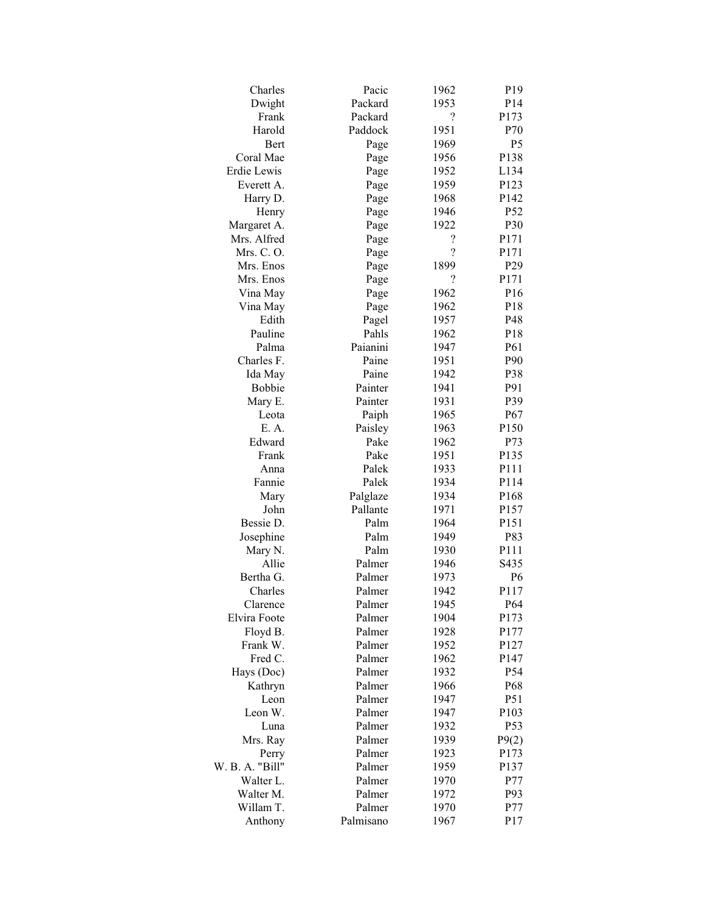| | | | |
|---|---|---|---|
| Charles | Pacic | 1962 | P19 |
| Dwight | Packard | 1953 | P14 |
| Frank | Packard | ? | P173 |
| Harold | Paddock | 1951 | P70 |
| Bert | Page | 1969 | P5 |
| Coral Mae | Page | 1956 | P138 |
| Erdie Lewis | Page | 1952 | L134 |
| Everett A. | Page | 1959 | P123 |
| Harry D. | Page | 1968 | P142 |
| Henry | Page | 1946 | P52 |
| Margaret A. | Page | 1922 | P30 |
| Mrs. Alfred | Page | ? | P171 |
| Mrs. C. O. | Page | ? | P171 |
| Mrs. Enos | Page | 1899 | P29 |
| Mrs. Enos | Page | ? | P171 |
| Vina May | Page | 1962 | P16 |
| Vina May | Page | 1962 | P18 |
| Edith | Pagel | 1957 | P48 |
| Pauline | Pahls | 1962 | P18 |
| Palma | Paianini | 1947 | P61 |
| Charles F. | Paine | 1951 | P90 |
| Ida May | Paine | 1942 | P38 |
| Bobbie | Painter | 1941 | P91 |
| Mary E. | Painter | 1931 | P39 |
| Leota | Paiph | 1965 | P67 |
| E. A. | Paisley | 1963 | P150 |
| Edward | Pake | 1962 | P73 |
| Frank | Pake | 1951 | P135 |
| Anna | Palek | 1933 | P111 |
| Fannie | Palek | 1934 | P114 |
| Mary | Palglaze | 1934 | P168 |
| John | Pallante | 1971 | P157 |
| Bessie D. | Palm | 1964 | P151 |
| Josephine | Palm | 1949 | P83 |
| Mary N. | Palm | 1930 | P111 |
| Allie | Palmer | 1946 | S435 |
| Bertha G. | Palmer | 1973 | P6 |
| Charles | Palmer | 1942 | P117 |
| Clarence | Palmer | 1945 | P64 |
| Elvira Foote | Palmer | 1904 | P173 |
| Floyd B. | Palmer | 1928 | P177 |
| Frank W. | Palmer | 1952 | P127 |
| Fred C. | Palmer | 1962 | P147 |
| Hays (Doc) | Palmer | 1932 | P54 |
| Kathryn | Palmer | 1966 | P68 |
| Leon | Palmer | 1947 | P51 |
| Leon W. | Palmer | 1947 | P103 |
| Luna | Palmer | 1932 | P53 |
| Mrs. Ray | Palmer | 1939 | P9(2) |
| Perry | Palmer | 1923 | P173 |
| W. B. A. "Bill" | Palmer | 1959 | P137 |
| Walter L. | Palmer | 1970 | P77 |
| Walter M. | Palmer | 1972 | P93 |
| Willam T. | Palmer | 1970 | P77 |
| Anthony | Palmisano | 1967 | P17 |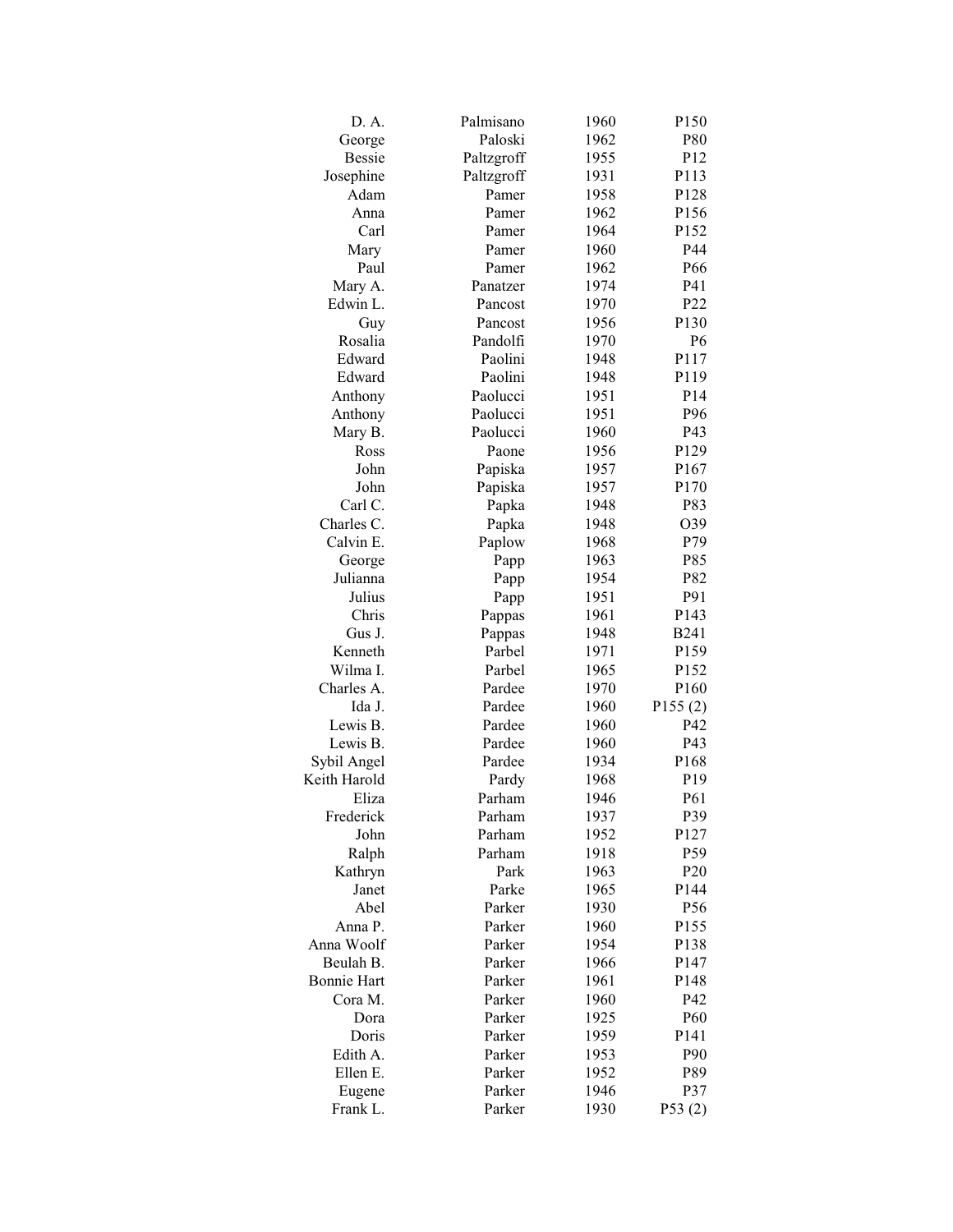| | | | |
|---|---|---|---|
| D. A. | Palmisano | 1960 | P150 |
| George | Paloski | 1962 | P80 |
| Bessie | Paltzgroff | 1955 | P12 |
| Josephine | Paltzgroff | 1931 | P113 |
| Adam | Pamer | 1958 | P128 |
| Anna | Pamer | 1962 | P156 |
| Carl | Pamer | 1964 | P152 |
| Mary | Pamer | 1960 | P44 |
| Paul | Pamer | 1962 | P66 |
| Mary A. | Panatzer | 1974 | P41 |
| Edwin L. | Pancost | 1970 | P22 |
| Guy | Pancost | 1956 | P130 |
| Rosalia | Pandolfi | 1970 | P6 |
| Edward | Paolini | 1948 | P117 |
| Edward | Paolini | 1948 | P119 |
| Anthony | Paolucci | 1951 | P14 |
| Anthony | Paolucci | 1951 | P96 |
| Mary B. | Paolucci | 1960 | P43 |
| Ross | Paone | 1956 | P129 |
| John | Papiska | 1957 | P167 |
| John | Papiska | 1957 | P170 |
| Carl C. | Papka | 1948 | P83 |
| Charles C. | Papka | 1948 | O39 |
| Calvin E. | Paplow | 1968 | P79 |
| George | Papp | 1963 | P85 |
| Julianna | Papp | 1954 | P82 |
| Julius | Papp | 1951 | P91 |
| Chris | Pappas | 1961 | P143 |
| Gus J. | Pappas | 1948 | B241 |
| Kenneth | Parbel | 1971 | P159 |
| Wilma I. | Parbel | 1965 | P152 |
| Charles A. | Pardee | 1970 | P160 |
| Ida J. | Pardee | 1960 | P155 (2) |
| Lewis B. | Pardee | 1960 | P42 |
| Lewis B. | Pardee | 1960 | P43 |
| Sybil Angel | Pardee | 1934 | P168 |
| Keith Harold | Pardy | 1968 | P19 |
| Eliza | Parham | 1946 | P61 |
| Frederick | Parham | 1937 | P39 |
| John | Parham | 1952 | P127 |
| Ralph | Parham | 1918 | P59 |
| Kathryn | Park | 1963 | P20 |
| Janet | Parke | 1965 | P144 |
| Abel | Parker | 1930 | P56 |
| Anna P. | Parker | 1960 | P155 |
| Anna Woolf | Parker | 1954 | P138 |
| Beulah B. | Parker | 1966 | P147 |
| Bonnie Hart | Parker | 1961 | P148 |
| Cora M. | Parker | 1960 | P42 |
| Dora | Parker | 1925 | P60 |
| Doris | Parker | 1959 | P141 |
| Edith A. | Parker | 1953 | P90 |
| Ellen E. | Parker | 1952 | P89 |
| Eugene | Parker | 1946 | P37 |
| Frank L. | Parker | 1930 | P53 (2) |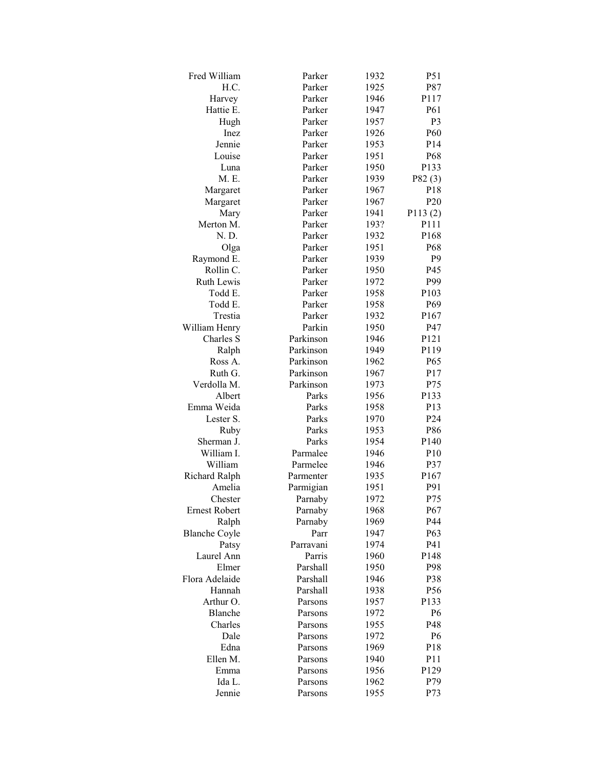| | | | |
|---|---|---|---|
| Fred William | Parker | 1932 | P51 |
| H.C. | Parker | 1925 | P87 |
| Harvey | Parker | 1946 | P117 |
| Hattie E. | Parker | 1947 | P61 |
| Hugh | Parker | 1957 | P3 |
| Inez | Parker | 1926 | P60 |
| Jennie | Parker | 1953 | P14 |
| Louise | Parker | 1951 | P68 |
| Luna | Parker | 1950 | P133 |
| M. E. | Parker | 1939 | P82 (3) |
| Margaret | Parker | 1967 | P18 |
| Margaret | Parker | 1967 | P20 |
| Mary | Parker | 1941 | P113 (2) |
| Merton M. | Parker | 193? | P111 |
| N. D. | Parker | 1932 | P168 |
| Olga | Parker | 1951 | P68 |
| Raymond E. | Parker | 1939 | P9 |
| Rollin C. | Parker | 1950 | P45 |
| Ruth Lewis | Parker | 1972 | P99 |
| Todd E. | Parker | 1958 | P103 |
| Todd E. | Parker | 1958 | P69 |
| Trestia | Parker | 1932 | P167 |
| William Henry | Parkin | 1950 | P47 |
| Charles S | Parkinson | 1946 | P121 |
| Ralph | Parkinson | 1949 | P119 |
| Ross A. | Parkinson | 1962 | P65 |
| Ruth G. | Parkinson | 1967 | P17 |
| Verdolla M. | Parkinson | 1973 | P75 |
| Albert | Parks | 1956 | P133 |
| Emma Weida | Parks | 1958 | P13 |
| Lester S. | Parks | 1970 | P24 |
| Ruby | Parks | 1953 | P86 |
| Sherman J. | Parks | 1954 | P140 |
| William I. | Parmalee | 1946 | P10 |
| William | Parmelee | 1946 | P37 |
| Richard Ralph | Parmenter | 1935 | P167 |
| Amelia | Parmigian | 1951 | P91 |
| Chester | Parnaby | 1972 | P75 |
| Ernest Robert | Parnaby | 1968 | P67 |
| Ralph | Parnaby | 1969 | P44 |
| Blanche Coyle | Parr | 1947 | P63 |
| Patsy | Parravani | 1974 | P41 |
| Laurel Ann | Parris | 1960 | P148 |
| Elmer | Parshall | 1950 | P98 |
| Flora Adelaide | Parshall | 1946 | P38 |
| Hannah | Parshall | 1938 | P56 |
| Arthur O. | Parsons | 1957 | P133 |
| Blanche | Parsons | 1972 | P6 |
| Charles | Parsons | 1955 | P48 |
| Dale | Parsons | 1972 | P6 |
| Edna | Parsons | 1969 | P18 |
| Ellen M. | Parsons | 1940 | P11 |
| Emma | Parsons | 1956 | P129 |
| Ida L. | Parsons | 1962 | P79 |
| Jennie | Parsons | 1955 | P73 |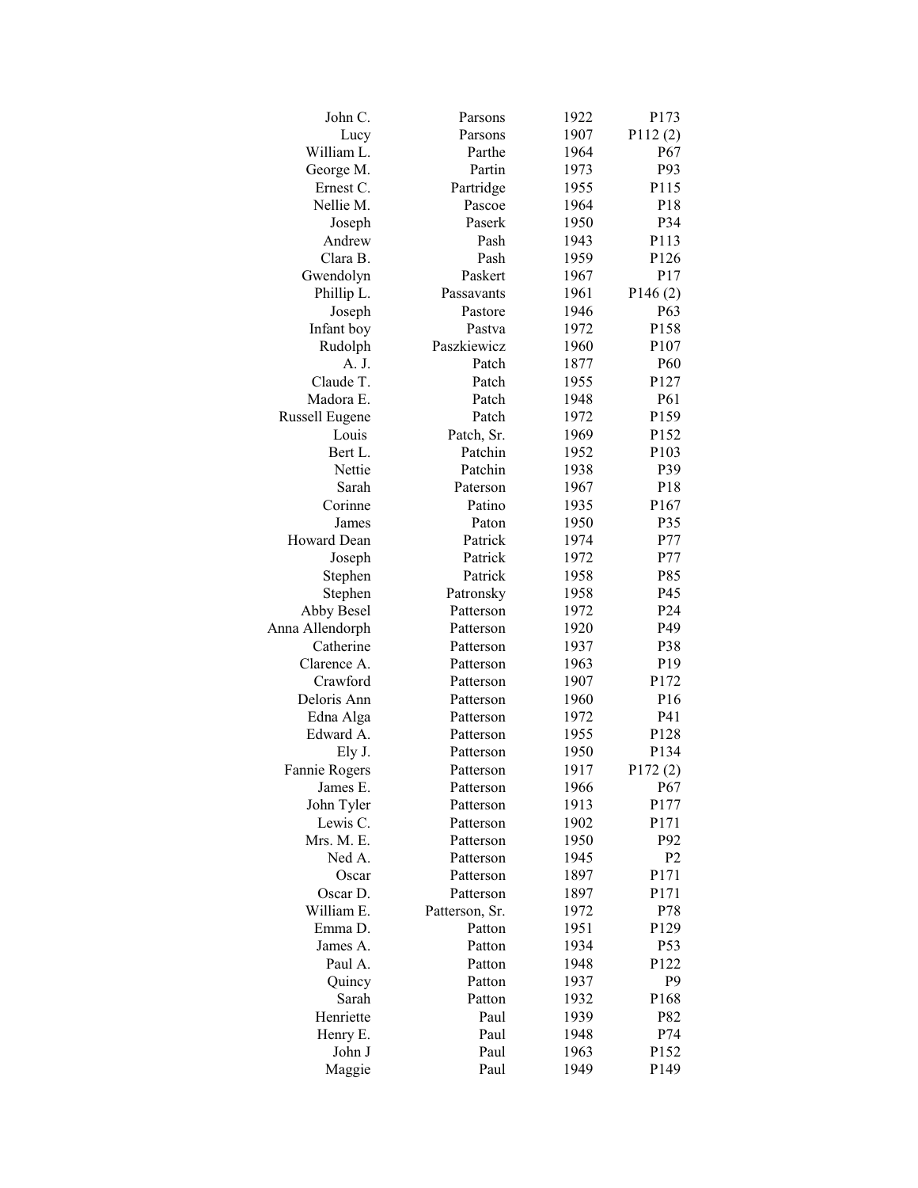| | | | |
|---|---|---|---|
| John C. | Parsons | 1922 | P173 |
| Lucy | Parsons | 1907 | P112 (2) |
| William L. | Parthe | 1964 | P67 |
| George M. | Partin | 1973 | P93 |
| Ernest C. | Partridge | 1955 | P115 |
| Nellie M. | Pascoe | 1964 | P18 |
| Joseph | Paserk | 1950 | P34 |
| Andrew | Pash | 1943 | P113 |
| Clara B. | Pash | 1959 | P126 |
| Gwendolyn | Paskert | 1967 | P17 |
| Phillip L. | Passavants | 1961 | P146 (2) |
| Joseph | Pastore | 1946 | P63 |
| Infant boy | Pastva | 1972 | P158 |
| Rudolph | Paszkiewicz | 1960 | P107 |
| A. J. | Patch | 1877 | P60 |
| Claude T. | Patch | 1955 | P127 |
| Madora E. | Patch | 1948 | P61 |
| Russell Eugene | Patch | 1972 | P159 |
| Louis | Patch, Sr. | 1969 | P152 |
| Bert L. | Patchin | 1952 | P103 |
| Nettie | Patchin | 1938 | P39 |
| Sarah | Paterson | 1967 | P18 |
| Corinne | Patino | 1935 | P167 |
| James | Paton | 1950 | P35 |
| Howard Dean | Patrick | 1974 | P77 |
| Joseph | Patrick | 1972 | P77 |
| Stephen | Patrick | 1958 | P85 |
| Stephen | Patronsky | 1958 | P45 |
| Abby Besel | Patterson | 1972 | P24 |
| Anna Allendorph | Patterson | 1920 | P49 |
| Catherine | Patterson | 1937 | P38 |
| Clarence A. | Patterson | 1963 | P19 |
| Crawford | Patterson | 1907 | P172 |
| Deloris Ann | Patterson | 1960 | P16 |
| Edna Alga | Patterson | 1972 | P41 |
| Edward A. | Patterson | 1955 | P128 |
| Ely J. | Patterson | 1950 | P134 |
| Fannie Rogers | Patterson | 1917 | P172 (2) |
| James E. | Patterson | 1966 | P67 |
| John Tyler | Patterson | 1913 | P177 |
| Lewis C. | Patterson | 1902 | P171 |
| Mrs. M. E. | Patterson | 1950 | P92 |
| Ned A. | Patterson | 1945 | P2 |
| Oscar | Patterson | 1897 | P171 |
| Oscar D. | Patterson | 1897 | P171 |
| William E. | Patterson, Sr. | 1972 | P78 |
| Emma D. | Patton | 1951 | P129 |
| James A. | Patton | 1934 | P53 |
| Paul A. | Patton | 1948 | P122 |
| Quincy | Patton | 1937 | P9 |
| Sarah | Patton | 1932 | P168 |
| Henriette | Paul | 1939 | P82 |
| Henry E. | Paul | 1948 | P74 |
| John J | Paul | 1963 | P152 |
| Maggie | Paul | 1949 | P149 |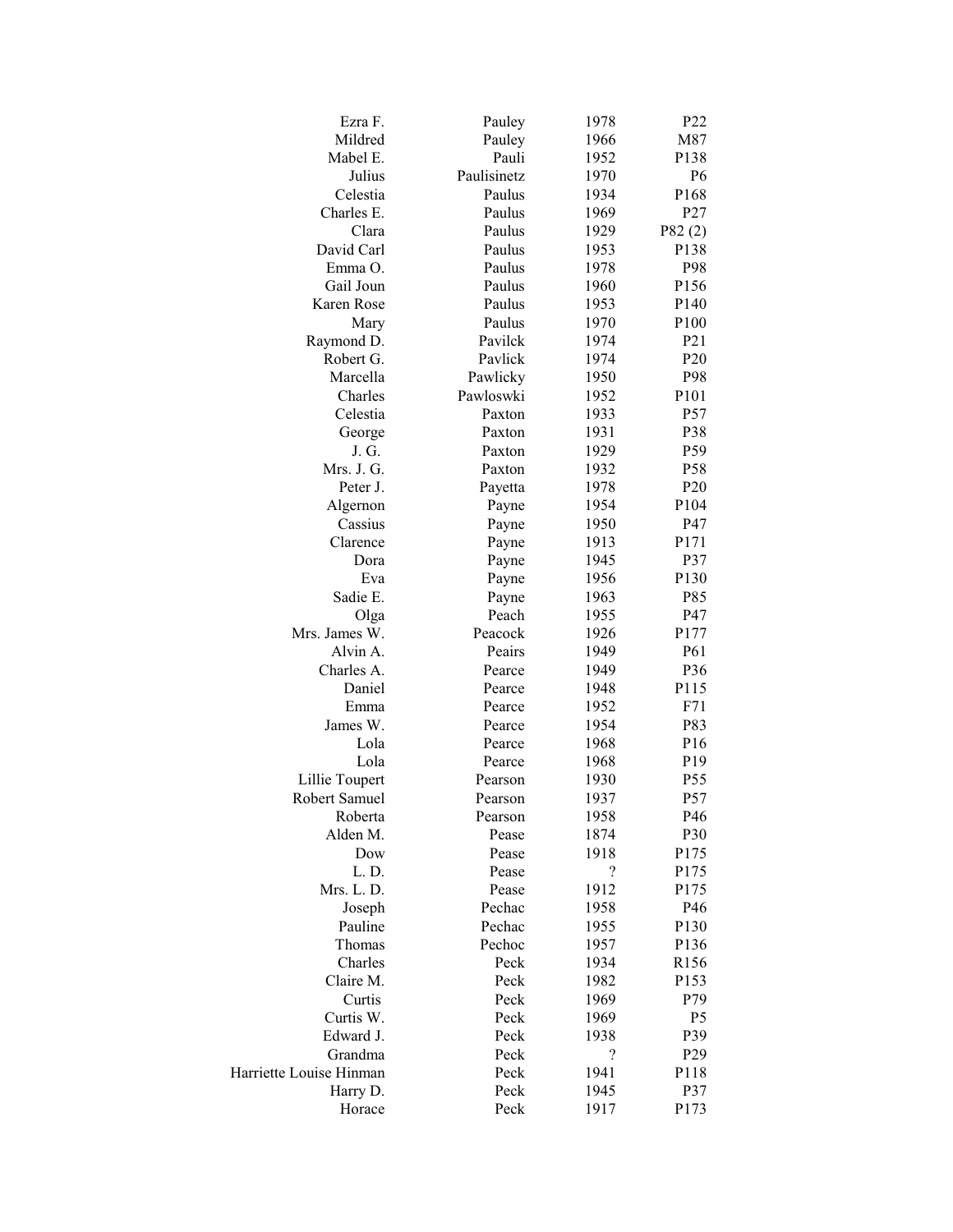| | | | |
|---|---|---|---|
| Ezra F. | Pauley | 1978 | P22 |
| Mildred | Pauley | 1966 | M87 |
| Mabel E. | Pauli | 1952 | P138 |
| Julius | Paulisinetz | 1970 | P6 |
| Celestia | Paulus | 1934 | P168 |
| Charles E. | Paulus | 1969 | P27 |
| Clara | Paulus | 1929 | P82 (2) |
| David Carl | Paulus | 1953 | P138 |
| Emma O. | Paulus | 1978 | P98 |
| Gail Joun | Paulus | 1960 | P156 |
| Karen Rose | Paulus | 1953 | P140 |
| Mary | Paulus | 1970 | P100 |
| Raymond D. | Pavilck | 1974 | P21 |
| Robert G. | Pavlick | 1974 | P20 |
| Marcella | Pawlicky | 1950 | P98 |
| Charles | Pawloswki | 1952 | P101 |
| Celestia | Paxton | 1933 | P57 |
| George | Paxton | 1931 | P38 |
| J. G. | Paxton | 1929 | P59 |
| Mrs. J. G. | Paxton | 1932 | P58 |
| Peter J. | Payetta | 1978 | P20 |
| Algernon | Payne | 1954 | P104 |
| Cassius | Payne | 1950 | P47 |
| Clarence | Payne | 1913 | P171 |
| Dora | Payne | 1945 | P37 |
| Eva | Payne | 1956 | P130 |
| Sadie E. | Payne | 1963 | P85 |
| Olga | Peach | 1955 | P47 |
| Mrs. James W. | Peacock | 1926 | P177 |
| Alvin A. | Peairs | 1949 | P61 |
| Charles A. | Pearce | 1949 | P36 |
| Daniel | Pearce | 1948 | P115 |
| Emma | Pearce | 1952 | F71 |
| James W. | Pearce | 1954 | P83 |
| Lola | Pearce | 1968 | P16 |
| Lola | Pearce | 1968 | P19 |
| Lillie Toupert | Pearson | 1930 | P55 |
| Robert Samuel | Pearson | 1937 | P57 |
| Roberta | Pearson | 1958 | P46 |
| Alden M. | Pease | 1874 | P30 |
| Dow | Pease | 1918 | P175 |
| L. D. | Pease | ? | P175 |
| Mrs. L. D. | Pease | 1912 | P175 |
| Joseph | Pechac | 1958 | P46 |
| Pauline | Pechac | 1955 | P130 |
| Thomas | Pechoc | 1957 | P136 |
| Charles | Peck | 1934 | R156 |
| Claire M. | Peck | 1982 | P153 |
| Curtis | Peck | 1969 | P79 |
| Curtis W. | Peck | 1969 | P5 |
| Edward J. | Peck | 1938 | P39 |
| Grandma | Peck | ? | P29 |
| Harriette Louise Hinman | Peck | 1941 | P118 |
| Harry D. | Peck | 1945 | P37 |
| Horace | Peck | 1917 | P173 |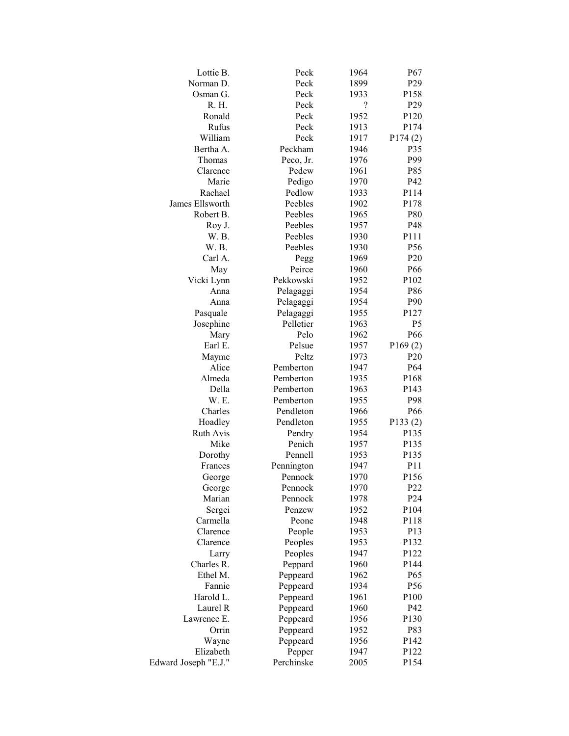| | | | |
|---|---|---|---|
| Lottie B. | Peck | 1964 | P67 |
| Norman D. | Peck | 1899 | P29 |
| Osman G. | Peck | 1933 | P158 |
| R. H. | Peck | ? | P29 |
| Ronald | Peck | 1952 | P120 |
| Rufus | Peck | 1913 | P174 |
| William | Peck | 1917 | P174 (2) |
| Bertha A. | Peckham | 1946 | P35 |
| Thomas | Peco, Jr. | 1976 | P99 |
| Clarence | Pedew | 1961 | P85 |
| Marie | Pedigo | 1970 | P42 |
| Rachael | Pedlow | 1933 | P114 |
| James Ellsworth | Peebles | 1902 | P178 |
| Robert B. | Peebles | 1965 | P80 |
| Roy J. | Peebles | 1957 | P48 |
| W. B. | Peebles | 1930 | P111 |
| W. B. | Peebles | 1930 | P56 |
| Carl A. | Pegg | 1969 | P20 |
| May | Peirce | 1960 | P66 |
| Vicki Lynn | Pekkowski | 1952 | P102 |
| Anna | Pelagaggi | 1954 | P86 |
| Anna | Pelagaggi | 1954 | P90 |
| Pasquale | Pelagaggi | 1955 | P127 |
| Josephine | Pelletier | 1963 | P5 |
| Mary | Pelo | 1962 | P66 |
| Earl E. | Pelsue | 1957 | P169 (2) |
| Mayme | Peltz | 1973 | P20 |
| Alice | Pemberton | 1947 | P64 |
| Almeda | Pemberton | 1935 | P168 |
| Della | Pemberton | 1963 | P143 |
| W. E. | Pemberton | 1955 | P98 |
| Charles | Pendleton | 1966 | P66 |
| Hoadley | Pendleton | 1955 | P133 (2) |
| Ruth Avis | Pendry | 1954 | P135 |
| Mike | Penich | 1957 | P135 |
| Dorothy | Pennell | 1953 | P135 |
| Frances | Pennington | 1947 | P11 |
| George | Pennock | 1970 | P156 |
| George | Pennock | 1970 | P22 |
| Marian | Pennock | 1978 | P24 |
| Sergei | Penzew | 1952 | P104 |
| Carmella | Peone | 1948 | P118 |
| Clarence | People | 1953 | P13 |
| Clarence | Peoples | 1953 | P132 |
| Larry | Peoples | 1947 | P122 |
| Charles R. | Peppard | 1960 | P144 |
| Ethel M. | Peppeard | 1962 | P65 |
| Fannie | Peppeard | 1934 | P56 |
| Harold L. | Peppeard | 1961 | P100 |
| Laurel R | Peppeard | 1960 | P42 |
| Lawrence E. | Peppeard | 1956 | P130 |
| Orrin | Peppeard | 1952 | P83 |
| Wayne | Peppeard | 1956 | P142 |
| Elizabeth | Pepper | 1947 | P122 |
| Edward Joseph "E.J." | Perchinske | 2005 | P154 |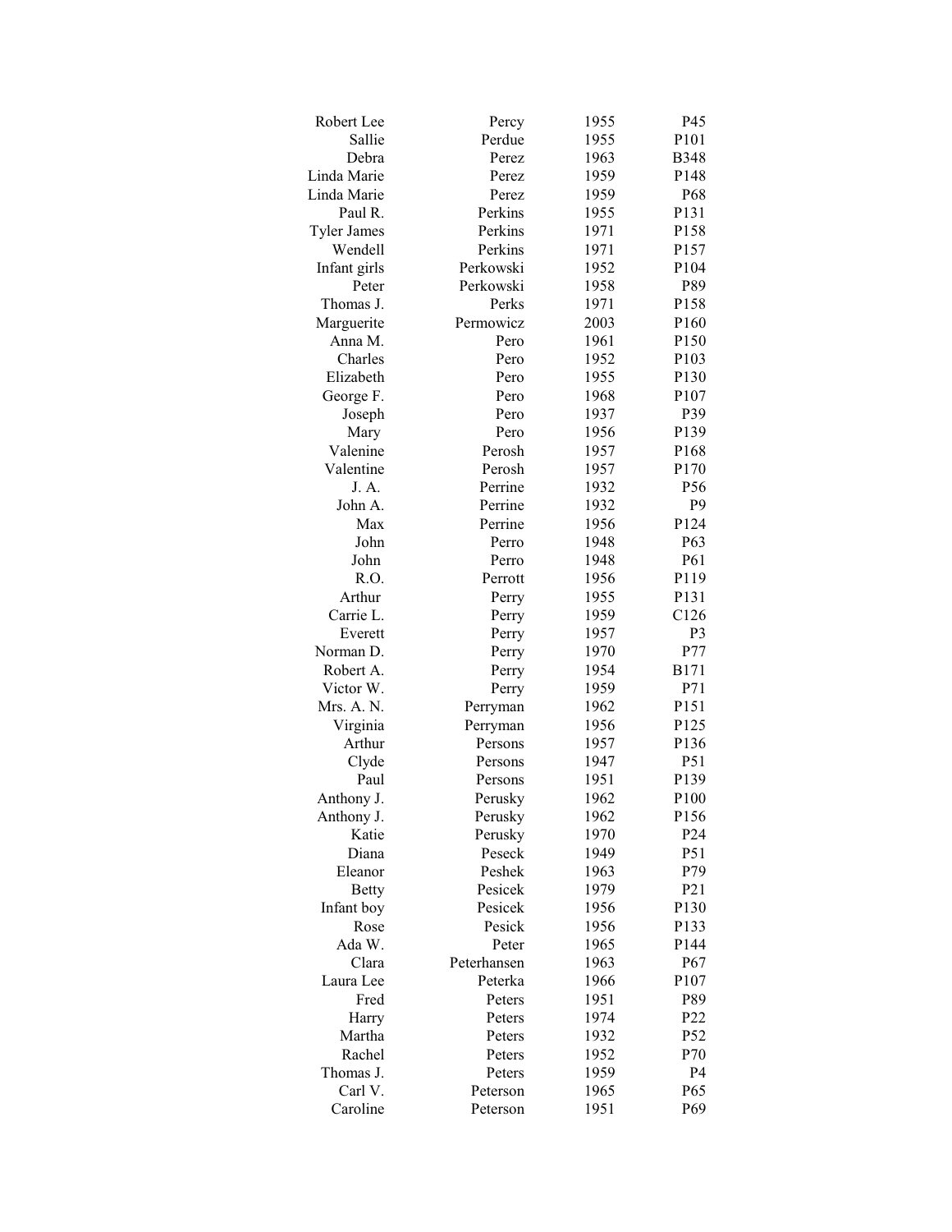| | | | |
|---|---|---|---|
| Robert Lee | Percy | 1955 | P45 |
| Sallie | Perdue | 1955 | P101 |
| Debra | Perez | 1963 | B348 |
| Linda Marie | Perez | 1959 | P148 |
| Linda Marie | Perez | 1959 | P68 |
| Paul R. | Perkins | 1955 | P131 |
| Tyler James | Perkins | 1971 | P158 |
| Wendell | Perkins | 1971 | P157 |
| Infant girls | Perkowski | 1952 | P104 |
| Peter | Perkowski | 1958 | P89 |
| Thomas J. | Perks | 1971 | P158 |
| Marguerite | Permowicz | 2003 | P160 |
| Anna M. | Pero | 1961 | P150 |
| Charles | Pero | 1952 | P103 |
| Elizabeth | Pero | 1955 | P130 |
| George F. | Pero | 1968 | P107 |
| Joseph | Pero | 1937 | P39 |
| Mary | Pero | 1956 | P139 |
| Valenine | Perosh | 1957 | P168 |
| Valentine | Perosh | 1957 | P170 |
| J. A. | Perrine | 1932 | P56 |
| John A. | Perrine | 1932 | P9 |
| Max | Perrine | 1956 | P124 |
| John | Perro | 1948 | P63 |
| John | Perro | 1948 | P61 |
| R.O. | Perrott | 1956 | P119 |
| Arthur | Perry | 1955 | P131 |
| Carrie L. | Perry | 1959 | C126 |
| Everett | Perry | 1957 | P3 |
| Norman D. | Perry | 1970 | P77 |
| Robert A. | Perry | 1954 | B171 |
| Victor W. | Perry | 1959 | P71 |
| Mrs. A. N. | Perryman | 1962 | P151 |
| Virginia | Perryman | 1956 | P125 |
| Arthur | Persons | 1957 | P136 |
| Clyde | Persons | 1947 | P51 |
| Paul | Persons | 1951 | P139 |
| Anthony J. | Perusky | 1962 | P100 |
| Anthony J. | Perusky | 1962 | P156 |
| Katie | Perusky | 1970 | P24 |
| Diana | Peseck | 1949 | P51 |
| Eleanor | Peshek | 1963 | P79 |
| Betty | Pesicek | 1979 | P21 |
| Infant boy | Pesicek | 1956 | P130 |
| Rose | Pesick | 1956 | P133 |
| Ada W. | Peter | 1965 | P144 |
| Clara | Peterhansen | 1963 | P67 |
| Laura Lee | Peterka | 1966 | P107 |
| Fred | Peters | 1951 | P89 |
| Harry | Peters | 1974 | P22 |
| Martha | Peters | 1932 | P52 |
| Rachel | Peters | 1952 | P70 |
| Thomas J. | Peters | 1959 | P4 |
| Carl V. | Peterson | 1965 | P65 |
| Caroline | Peterson | 1951 | P69 |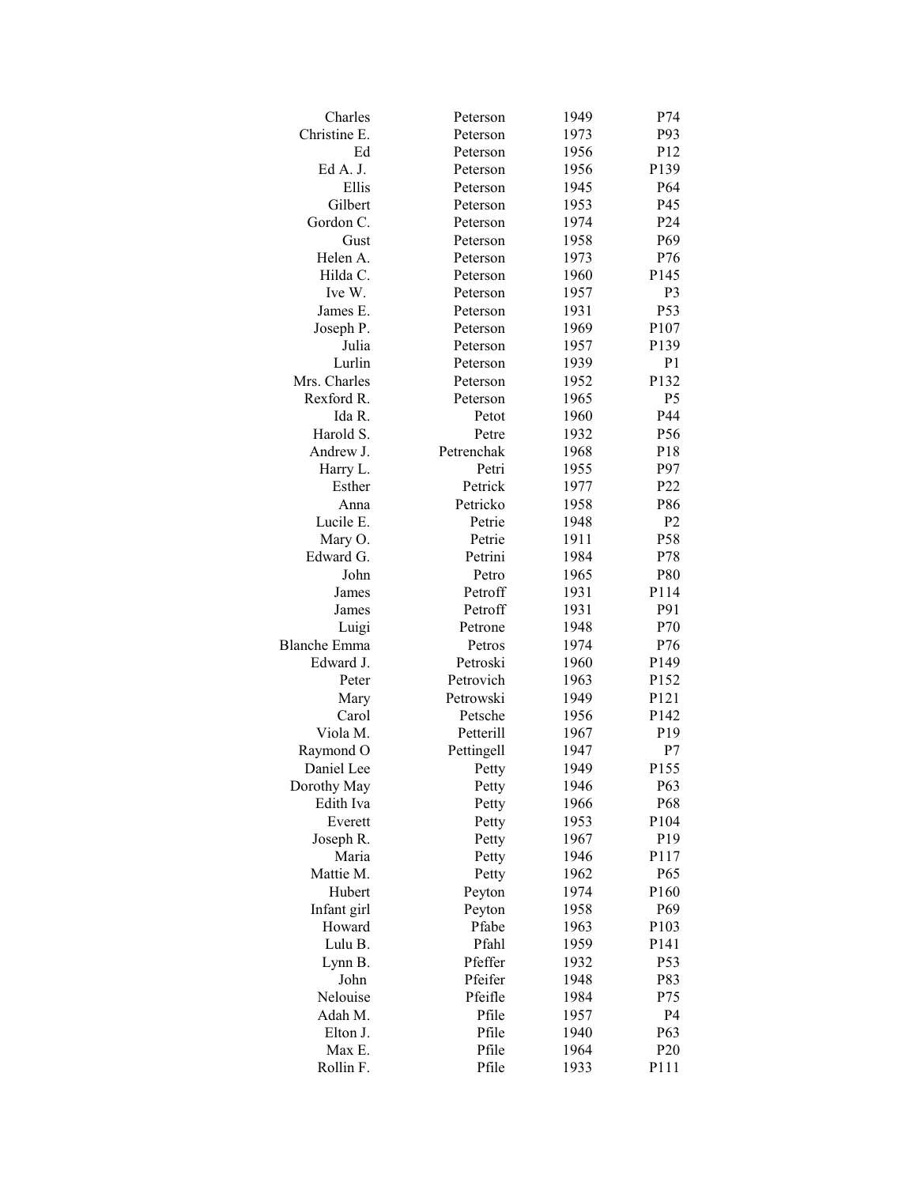| | | | |
|---|---|---|---|
| Charles | Peterson | 1949 | P74 |
| Christine E. | Peterson | 1973 | P93 |
| Ed | Peterson | 1956 | P12 |
| Ed A. J. | Peterson | 1956 | P139 |
| Ellis | Peterson | 1945 | P64 |
| Gilbert | Peterson | 1953 | P45 |
| Gordon C. | Peterson | 1974 | P24 |
| Gust | Peterson | 1958 | P69 |
| Helen A. | Peterson | 1973 | P76 |
| Hilda C. | Peterson | 1960 | P145 |
| Ive W. | Peterson | 1957 | P3 |
| James E. | Peterson | 1931 | P53 |
| Joseph P. | Peterson | 1969 | P107 |
| Julia | Peterson | 1957 | P139 |
| Lurlin | Peterson | 1939 | P1 |
| Mrs. Charles | Peterson | 1952 | P132 |
| Rexford R. | Peterson | 1965 | P5 |
| Ida R. | Petot | 1960 | P44 |
| Harold S. | Petre | 1932 | P56 |
| Andrew J. | Petrenchak | 1968 | P18 |
| Harry L. | Petri | 1955 | P97 |
| Esther | Petrick | 1977 | P22 |
| Anna | Petricko | 1958 | P86 |
| Lucile E. | Petrie | 1948 | P2 |
| Mary O. | Petrie | 1911 | P58 |
| Edward G. | Petrini | 1984 | P78 |
| John | Petro | 1965 | P80 |
| James | Petroff | 1931 | P114 |
| James | Petroff | 1931 | P91 |
| Luigi | Petrone | 1948 | P70 |
| Blanche Emma | Petros | 1974 | P76 |
| Edward J. | Petroski | 1960 | P149 |
| Peter | Petrovich | 1963 | P152 |
| Mary | Petrowski | 1949 | P121 |
| Carol | Petsche | 1956 | P142 |
| Viola M. | Petterill | 1967 | P19 |
| Raymond O | Pettingell | 1947 | P7 |
| Daniel Lee | Petty | 1949 | P155 |
| Dorothy May | Petty | 1946 | P63 |
| Edith Iva | Petty | 1966 | P68 |
| Everett | Petty | 1953 | P104 |
| Joseph R. | Petty | 1967 | P19 |
| Maria | Petty | 1946 | P117 |
| Mattie M. | Petty | 1962 | P65 |
| Hubert | Peyton | 1974 | P160 |
| Infant girl | Peyton | 1958 | P69 |
| Howard | Pfabe | 1963 | P103 |
| Lulu B. | Pfahl | 1959 | P141 |
| Lynn B. | Pfeffer | 1932 | P53 |
| John | Pfeifer | 1948 | P83 |
| Nelouise | Pfeifle | 1984 | P75 |
| Adah M. | Pfile | 1957 | P4 |
| Elton J. | Pfile | 1940 | P63 |
| Max E. | Pfile | 1964 | P20 |
| Rollin F. | Pfile | 1933 | P111 |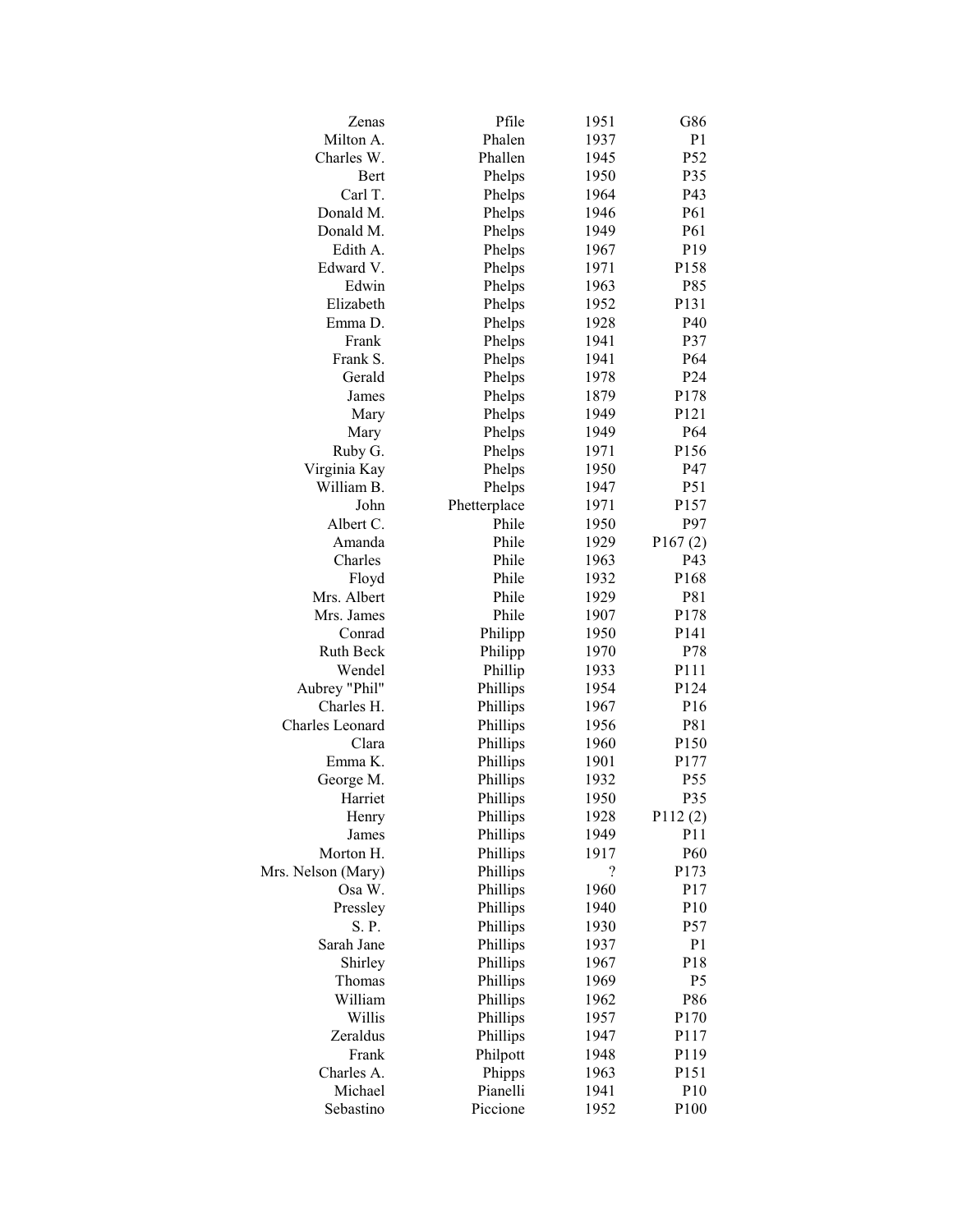| | | | |
|---|---|---|---|
| Zenas | Pfile | 1951 | G86 |
| Milton A. | Phalen | 1937 | P1 |
| Charles W. | Phallen | 1945 | P52 |
| Bert | Phelps | 1950 | P35 |
| Carl T. | Phelps | 1964 | P43 |
| Donald M. | Phelps | 1946 | P61 |
| Donald M. | Phelps | 1949 | P61 |
| Edith A. | Phelps | 1967 | P19 |
| Edward V. | Phelps | 1971 | P158 |
| Edwin | Phelps | 1963 | P85 |
| Elizabeth | Phelps | 1952 | P131 |
| Emma D. | Phelps | 1928 | P40 |
| Frank | Phelps | 1941 | P37 |
| Frank S. | Phelps | 1941 | P64 |
| Gerald | Phelps | 1978 | P24 |
| James | Phelps | 1879 | P178 |
| Mary | Phelps | 1949 | P121 |
| Mary | Phelps | 1949 | P64 |
| Ruby G. | Phelps | 1971 | P156 |
| Virginia Kay | Phelps | 1950 | P47 |
| William B. | Phelps | 1947 | P51 |
| John | Phetterplace | 1971 | P157 |
| Albert C. | Phile | 1950 | P97 |
| Amanda | Phile | 1929 | P167 (2) |
| Charles | Phile | 1963 | P43 |
| Floyd | Phile | 1932 | P168 |
| Mrs. Albert | Phile | 1929 | P81 |
| Mrs. James | Phile | 1907 | P178 |
| Conrad | Philipp | 1950 | P141 |
| Ruth Beck | Philipp | 1970 | P78 |
| Wendel | Phillip | 1933 | P111 |
| Aubrey "Phil" | Phillips | 1954 | P124 |
| Charles H. | Phillips | 1967 | P16 |
| Charles Leonard | Phillips | 1956 | P81 |
| Clara | Phillips | 1960 | P150 |
| Emma K. | Phillips | 1901 | P177 |
| George M. | Phillips | 1932 | P55 |
| Harriet | Phillips | 1950 | P35 |
| Henry | Phillips | 1928 | P112 (2) |
| James | Phillips | 1949 | P11 |
| Morton H. | Phillips | 1917 | P60 |
| Mrs. Nelson (Mary) | Phillips | ? | P173 |
| Osa W. | Phillips | 1960 | P17 |
| Pressley | Phillips | 1940 | P10 |
| S. P. | Phillips | 1930 | P57 |
| Sarah Jane | Phillips | 1937 | P1 |
| Shirley | Phillips | 1967 | P18 |
| Thomas | Phillips | 1969 | P5 |
| William | Phillips | 1962 | P86 |
| Willis | Phillips | 1957 | P170 |
| Zeraldus | Phillips | 1947 | P117 |
| Frank | Philpott | 1948 | P119 |
| Charles A. | Phipps | 1963 | P151 |
| Michael | Pianelli | 1941 | P10 |
| Sebastino | Piccione | 1952 | P100 |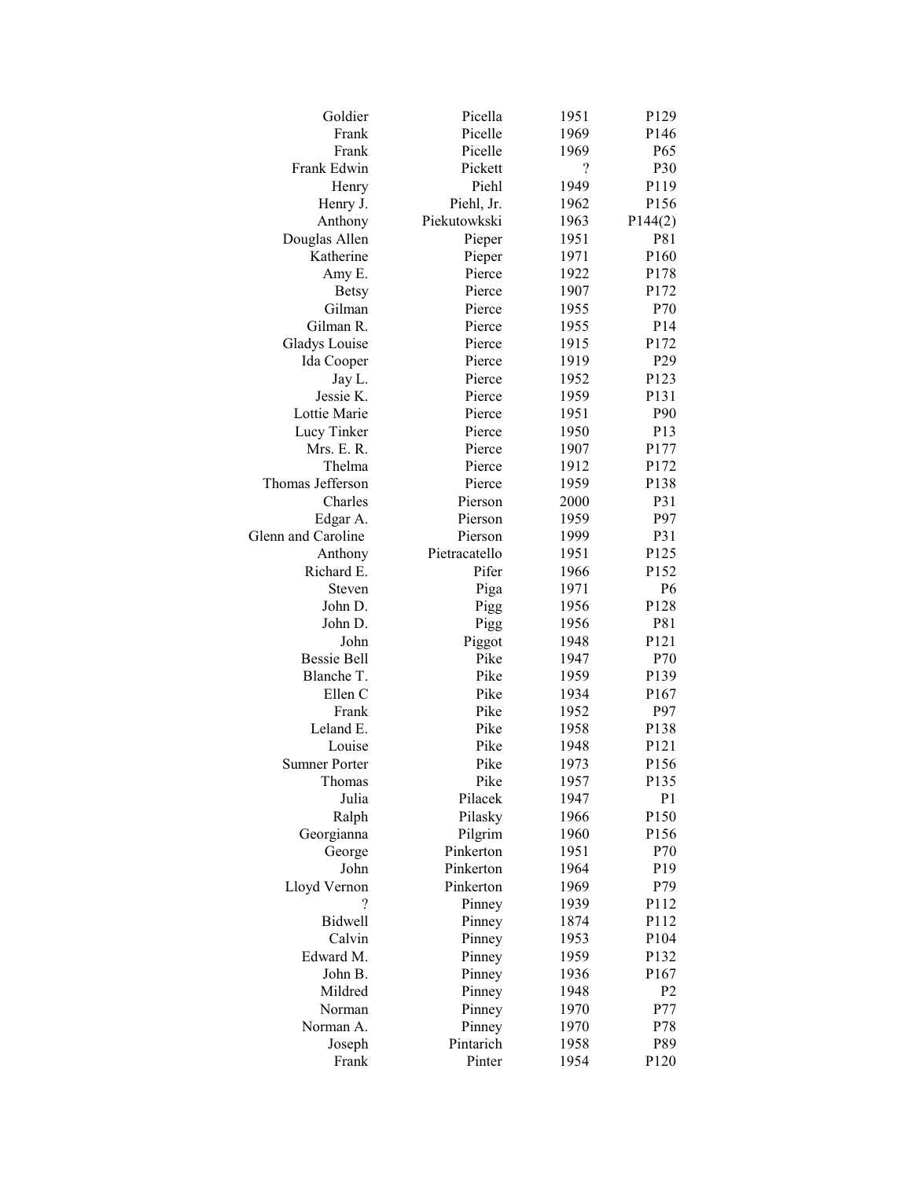| | | | |
|---|---|---|---|
| Goldier | Picella | 1951 | P129 |
| Frank | Picelle | 1969 | P146 |
| Frank | Picelle | 1969 | P65 |
| Frank Edwin | Pickett | ? | P30 |
| Henry | Piehl | 1949 | P119 |
| Henry J. | Piehl, Jr. | 1962 | P156 |
| Anthony | Piekutowkski | 1963 | P144(2) |
| Douglas Allen | Pieper | 1951 | P81 |
| Katherine | Pieper | 1971 | P160 |
| Amy E. | Pierce | 1922 | P178 |
| Betsy | Pierce | 1907 | P172 |
| Gilman | Pierce | 1955 | P70 |
| Gilman R. | Pierce | 1955 | P14 |
| Gladys Louise | Pierce | 1915 | P172 |
| Ida Cooper | Pierce | 1919 | P29 |
| Jay L. | Pierce | 1952 | P123 |
| Jessie K. | Pierce | 1959 | P131 |
| Lottie Marie | Pierce | 1951 | P90 |
| Lucy Tinker | Pierce | 1950 | P13 |
| Mrs. E. R. | Pierce | 1907 | P177 |
| Thelma | Pierce | 1912 | P172 |
| Thomas Jefferson | Pierce | 1959 | P138 |
| Charles | Pierson | 2000 | P31 |
| Edgar A. | Pierson | 1959 | P97 |
| Glenn and Caroline | Pierson | 1999 | P31 |
| Anthony | Pietracatello | 1951 | P125 |
| Richard E. | Pifer | 1966 | P152 |
| Steven | Piga | 1971 | P6 |
| John D. | Pigg | 1956 | P128 |
| John D. | Pigg | 1956 | P81 |
| John | Piggot | 1948 | P121 |
| Bessie Bell | Pike | 1947 | P70 |
| Blanche T. | Pike | 1959 | P139 |
| Ellen C | Pike | 1934 | P167 |
| Frank | Pike | 1952 | P97 |
| Leland E. | Pike | 1958 | P138 |
| Louise | Pike | 1948 | P121 |
| Sumner Porter | Pike | 1973 | P156 |
| Thomas | Pike | 1957 | P135 |
| Julia | Pilacek | 1947 | P1 |
| Ralph | Pilasky | 1966 | P150 |
| Georgianna | Pilgrim | 1960 | P156 |
| George | Pinkerton | 1951 | P70 |
| John | Pinkerton | 1964 | P19 |
| Lloyd Vernon | Pinkerton | 1969 | P79 |
| ? | Pinney | 1939 | P112 |
| Bidwell | Pinney | 1874 | P112 |
| Calvin | Pinney | 1953 | P104 |
| Edward M. | Pinney | 1959 | P132 |
| John B. | Pinney | 1936 | P167 |
| Mildred | Pinney | 1948 | P2 |
| Norman | Pinney | 1970 | P77 |
| Norman A. | Pinney | 1970 | P78 |
| Joseph | Pintarich | 1958 | P89 |
| Frank | Pinter | 1954 | P120 |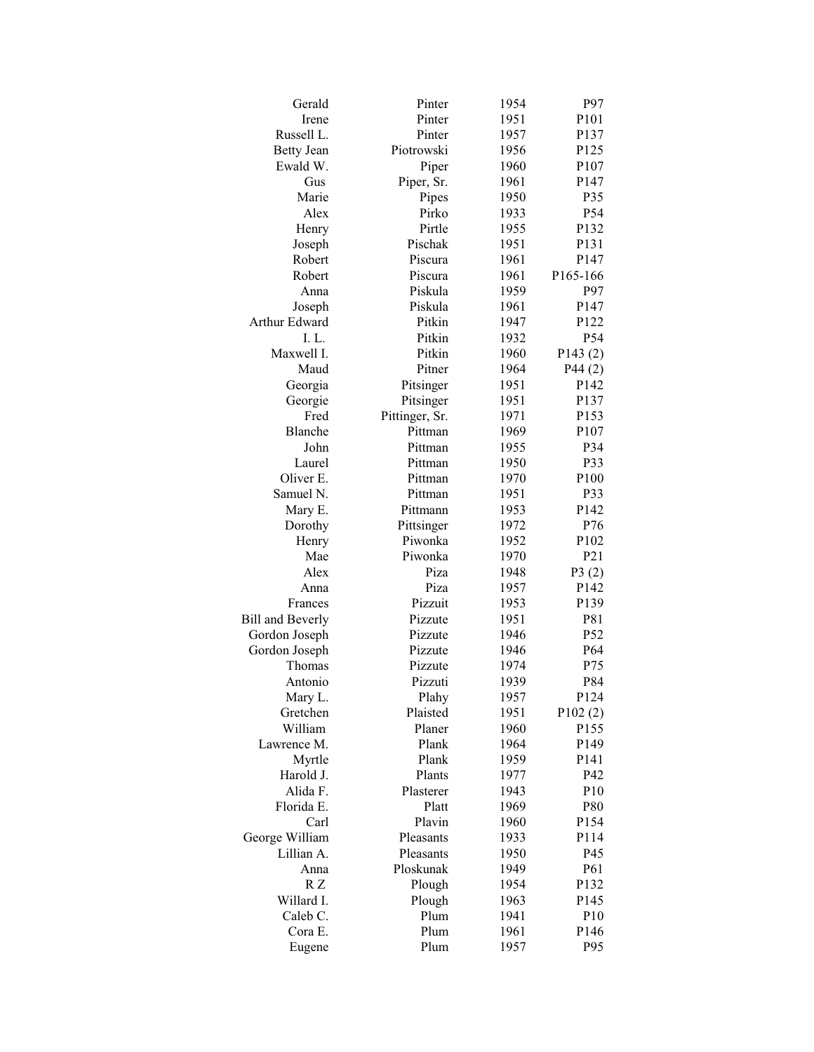| | | | |
|---|---|---|---|
| Gerald | Pinter | 1954 | P97 |
| Irene | Pinter | 1951 | P101 |
| Russell L. | Pinter | 1957 | P137 |
| Betty Jean | Piotrowski | 1956 | P125 |
| Ewald W. | Piper | 1960 | P107 |
| Gus | Piper, Sr. | 1961 | P147 |
| Marie | Pipes | 1950 | P35 |
| Alex | Pirko | 1933 | P54 |
| Henry | Pirtle | 1955 | P132 |
| Joseph | Pischak | 1951 | P131 |
| Robert | Piscura | 1961 | P147 |
| Robert | Piscura | 1961 | P165-166 |
| Anna | Piskula | 1959 | P97 |
| Joseph | Piskula | 1961 | P147 |
| Arthur Edward | Pitkin | 1947 | P122 |
| I. L. | Pitkin | 1932 | P54 |
| Maxwell I. | Pitkin | 1960 | P143 (2) |
| Maud | Pitner | 1964 | P44 (2) |
| Georgia | Pitsinger | 1951 | P142 |
| Georgie | Pitsinger | 1951 | P137 |
| Fred | Pittinger, Sr. | 1971 | P153 |
| Blanche | Pittman | 1969 | P107 |
| John | Pittman | 1955 | P34 |
| Laurel | Pittman | 1950 | P33 |
| Oliver E. | Pittman | 1970 | P100 |
| Samuel N. | Pittman | 1951 | P33 |
| Mary E. | Pittmann | 1953 | P142 |
| Dorothy | Pittsinger | 1972 | P76 |
| Henry | Piwonka | 1952 | P102 |
| Mae | Piwonka | 1970 | P21 |
| Alex | Piza | 1948 | P3 (2) |
| Anna | Piza | 1957 | P142 |
| Frances | Pizzuit | 1953 | P139 |
| Bill and Beverly | Pizzute | 1951 | P81 |
| Gordon Joseph | Pizzute | 1946 | P52 |
| Gordon Joseph | Pizzute | 1946 | P64 |
| Thomas | Pizzute | 1974 | P75 |
| Antonio | Pizzuti | 1939 | P84 |
| Mary L. | Plahy | 1957 | P124 |
| Gretchen | Plaisted | 1951 | P102 (2) |
| William | Planer | 1960 | P155 |
| Lawrence M. | Plank | 1964 | P149 |
| Myrtle | Plank | 1959 | P141 |
| Harold J. | Plants | 1977 | P42 |
| Alida F. | Plasterer | 1943 | P10 |
| Florida E. | Platt | 1969 | P80 |
| Carl | Plavin | 1960 | P154 |
| George William | Pleasants | 1933 | P114 |
| Lillian A. | Pleasants | 1950 | P45 |
| Anna | Ploskunak | 1949 | P61 |
| R Z | Plough | 1954 | P132 |
| Willard I. | Plough | 1963 | P145 |
| Caleb C. | Plum | 1941 | P10 |
| Cora E. | Plum | 1961 | P146 |
| Eugene | Plum | 1957 | P95 |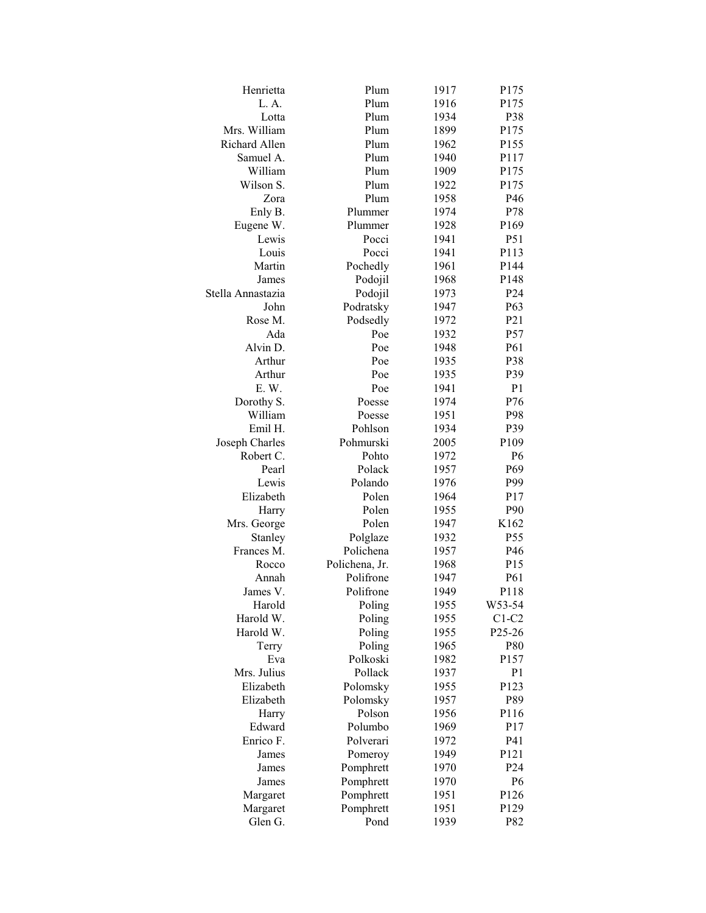| | | | |
|---|---|---|---|
| Henrietta | Plum | 1917 | P175 |
| L. A. | Plum | 1916 | P175 |
| Lotta | Plum | 1934 | P38 |
| Mrs. William | Plum | 1899 | P175 |
| Richard Allen | Plum | 1962 | P155 |
| Samuel A. | Plum | 1940 | P117 |
| William | Plum | 1909 | P175 |
| Wilson S. | Plum | 1922 | P175 |
| Zora | Plum | 1958 | P46 |
| Enly B. | Plummer | 1974 | P78 |
| Eugene W. | Plummer | 1928 | P169 |
| Lewis | Pocci | 1941 | P51 |
| Louis | Pocci | 1941 | P113 |
| Martin | Pochedly | 1961 | P144 |
| James | Podojil | 1968 | P148 |
| Stella Annastazia | Podojil | 1973 | P24 |
| John | Podratsky | 1947 | P63 |
| Rose M. | Podsedly | 1972 | P21 |
| Ada | Poe | 1932 | P57 |
| Alvin D. | Poe | 1948 | P61 |
| Arthur | Poe | 1935 | P38 |
| Arthur | Poe | 1935 | P39 |
| E. W. | Poe | 1941 | P1 |
| Dorothy S. | Poesse | 1974 | P76 |
| William | Poesse | 1951 | P98 |
| Emil H. | Pohlson | 1934 | P39 |
| Joseph Charles | Pohmurski | 2005 | P109 |
| Robert C. | Pohto | 1972 | P6 |
| Pearl | Polack | 1957 | P69 |
| Lewis | Polando | 1976 | P99 |
| Elizabeth | Polen | 1964 | P17 |
| Harry | Polen | 1955 | P90 |
| Mrs. George | Polen | 1947 | K162 |
| Stanley | Polglaze | 1932 | P55 |
| Frances M. | Polichena | 1957 | P46 |
| Rocco | Polichena, Jr. | 1968 | P15 |
| Annah | Polifrone | 1947 | P61 |
| James V. | Polifrone | 1949 | P118 |
| Harold | Poling | 1955 | W53-54 |
| Harold W. | Poling | 1955 | C1-C2 |
| Harold W. | Poling | 1955 | P25-26 |
| Terry | Poling | 1965 | P80 |
| Eva | Polkoski | 1982 | P157 |
| Mrs. Julius | Pollack | 1937 | P1 |
| Elizabeth | Polomsky | 1955 | P123 |
| Elizabeth | Polomsky | 1957 | P89 |
| Harry | Polson | 1956 | P116 |
| Edward | Polumbo | 1969 | P17 |
| Enrico F. | Polverari | 1972 | P41 |
| James | Pomeroy | 1949 | P121 |
| James | Pomphrett | 1970 | P24 |
| James | Pomphrett | 1970 | P6 |
| Margaret | Pomphrett | 1951 | P126 |
| Margaret | Pomphrett | 1951 | P129 |
| Glen G. | Pond | 1939 | P82 |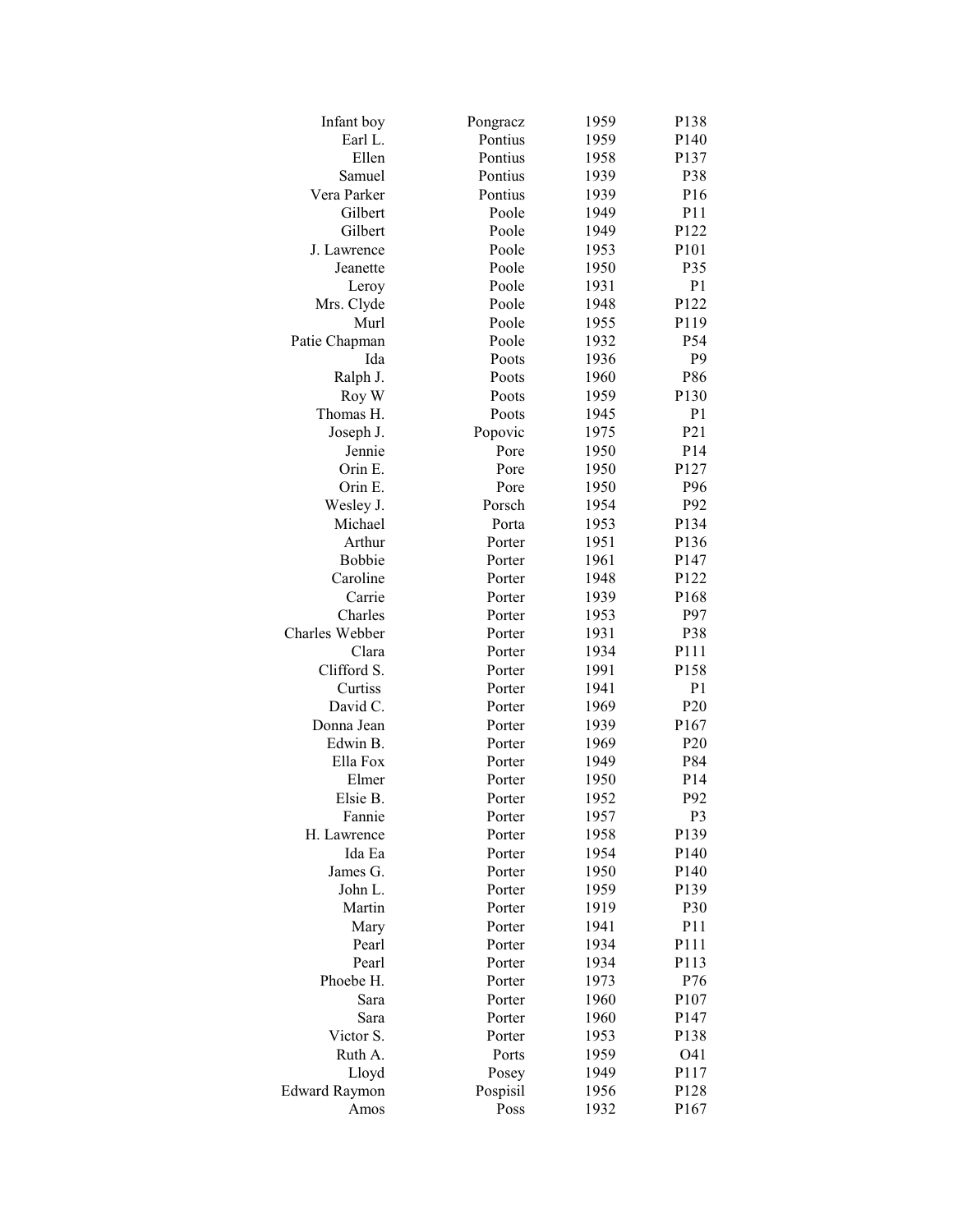| | | | |
|---|---|---|---|
| Infant boy | Pongracz | 1959 | P138 |
| Earl L. | Pontius | 1959 | P140 |
| Ellen | Pontius | 1958 | P137 |
| Samuel | Pontius | 1939 | P38 |
| Vera Parker | Pontius | 1939 | P16 |
| Gilbert | Poole | 1949 | P11 |
| Gilbert | Poole | 1949 | P122 |
| J. Lawrence | Poole | 1953 | P101 |
| Jeanette | Poole | 1950 | P35 |
| Leroy | Poole | 1931 | P1 |
| Mrs. Clyde | Poole | 1948 | P122 |
| Murl | Poole | 1955 | P119 |
| Patie Chapman | Poole | 1932 | P54 |
| Ida | Poots | 1936 | P9 |
| Ralph J. | Poots | 1960 | P86 |
| Roy W | Poots | 1959 | P130 |
| Thomas H. | Poots | 1945 | P1 |
| Joseph J. | Popovic | 1975 | P21 |
| Jennie | Pore | 1950 | P14 |
| Orin E. | Pore | 1950 | P127 |
| Orin E. | Pore | 1950 | P96 |
| Wesley J. | Porsch | 1954 | P92 |
| Michael | Porta | 1953 | P134 |
| Arthur | Porter | 1951 | P136 |
| Bobbie | Porter | 1961 | P147 |
| Caroline | Porter | 1948 | P122 |
| Carrie | Porter | 1939 | P168 |
| Charles | Porter | 1953 | P97 |
| Charles Webber | Porter | 1931 | P38 |
| Clara | Porter | 1934 | P111 |
| Clifford S. | Porter | 1991 | P158 |
| Curtiss | Porter | 1941 | P1 |
| David C. | Porter | 1969 | P20 |
| Donna Jean | Porter | 1939 | P167 |
| Edwin B. | Porter | 1969 | P20 |
| Ella Fox | Porter | 1949 | P84 |
| Elmer | Porter | 1950 | P14 |
| Elsie B. | Porter | 1952 | P92 |
| Fannie | Porter | 1957 | P3 |
| H. Lawrence | Porter | 1958 | P139 |
| Ida Ea | Porter | 1954 | P140 |
| James G. | Porter | 1950 | P140 |
| John L. | Porter | 1959 | P139 |
| Martin | Porter | 1919 | P30 |
| Mary | Porter | 1941 | P11 |
| Pearl | Porter | 1934 | P111 |
| Pearl | Porter | 1934 | P113 |
| Phoebe H. | Porter | 1973 | P76 |
| Sara | Porter | 1960 | P107 |
| Sara | Porter | 1960 | P147 |
| Victor S. | Porter | 1953 | P138 |
| Ruth A. | Ports | 1959 | O41 |
| Lloyd | Posey | 1949 | P117 |
| Edward Raymon | Pospisil | 1956 | P128 |
| Amos | Poss | 1932 | P167 |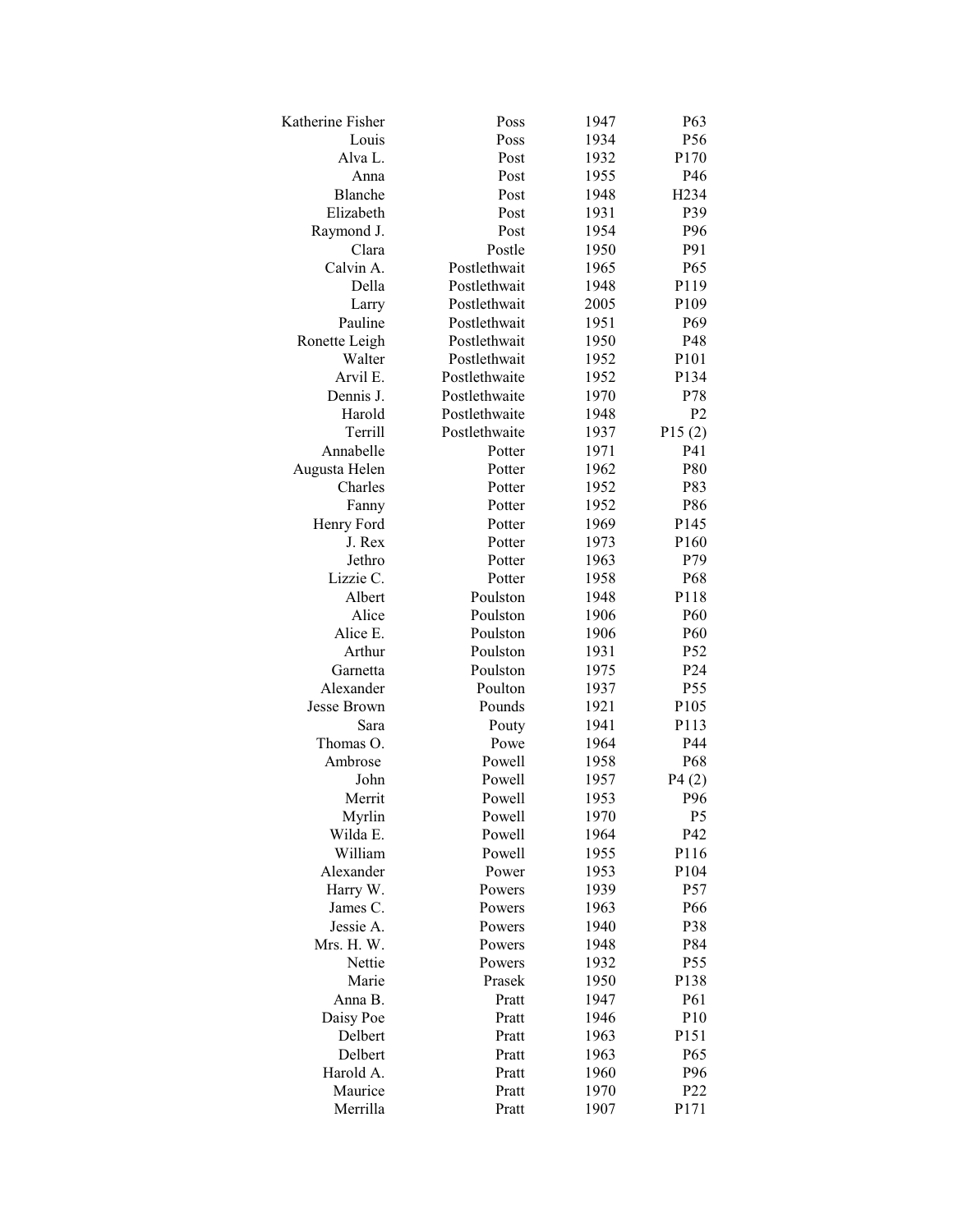| | | | |
|---|---|---|---|
| Katherine Fisher | Poss | 1947 | P63 |
| Louis | Poss | 1934 | P56 |
| Alva L. | Post | 1932 | P170 |
| Anna | Post | 1955 | P46 |
| Blanche | Post | 1948 | H234 |
| Elizabeth | Post | 1931 | P39 |
| Raymond J. | Post | 1954 | P96 |
| Clara | Postle | 1950 | P91 |
| Calvin A. | Postlethwait | 1965 | P65 |
| Della | Postlethwait | 1948 | P119 |
| Larry | Postlethwait | 2005 | P109 |
| Pauline | Postlethwait | 1951 | P69 |
| Ronette Leigh | Postlethwait | 1950 | P48 |
| Walter | Postlethwait | 1952 | P101 |
| Arvil E. | Postlethwaite | 1952 | P134 |
| Dennis J. | Postlethwaite | 1970 | P78 |
| Harold | Postlethwaite | 1948 | P2 |
| Terrill | Postlethwaite | 1937 | P15 (2) |
| Annabelle | Potter | 1971 | P41 |
| Augusta Helen | Potter | 1962 | P80 |
| Charles | Potter | 1952 | P83 |
| Fanny | Potter | 1952 | P86 |
| Henry Ford | Potter | 1969 | P145 |
| J. Rex | Potter | 1973 | P160 |
| Jethro | Potter | 1963 | P79 |
| Lizzie C. | Potter | 1958 | P68 |
| Albert | Poulston | 1948 | P118 |
| Alice | Poulston | 1906 | P60 |
| Alice E. | Poulston | 1906 | P60 |
| Arthur | Poulston | 1931 | P52 |
| Garnetta | Poulston | 1975 | P24 |
| Alexander | Poulton | 1937 | P55 |
| Jesse Brown | Pounds | 1921 | P105 |
| Sara | Pouty | 1941 | P113 |
| Thomas O. | Powe | 1964 | P44 |
| Ambrose | Powell | 1958 | P68 |
| John | Powell | 1957 | P4 (2) |
| Merrit | Powell | 1953 | P96 |
| Myrlin | Powell | 1970 | P5 |
| Wilda E. | Powell | 1964 | P42 |
| William | Powell | 1955 | P116 |
| Alexander | Power | 1953 | P104 |
| Harry W. | Powers | 1939 | P57 |
| James C. | Powers | 1963 | P66 |
| Jessie A. | Powers | 1940 | P38 |
| Mrs. H. W. | Powers | 1948 | P84 |
| Nettie | Powers | 1932 | P55 |
| Marie | Prasek | 1950 | P138 |
| Anna B. | Pratt | 1947 | P61 |
| Daisy Poe | Pratt | 1946 | P10 |
| Delbert | Pratt | 1963 | P151 |
| Delbert | Pratt | 1963 | P65 |
| Harold A. | Pratt | 1960 | P96 |
| Maurice | Pratt | 1970 | P22 |
| Merrilla | Pratt | 1907 | P171 |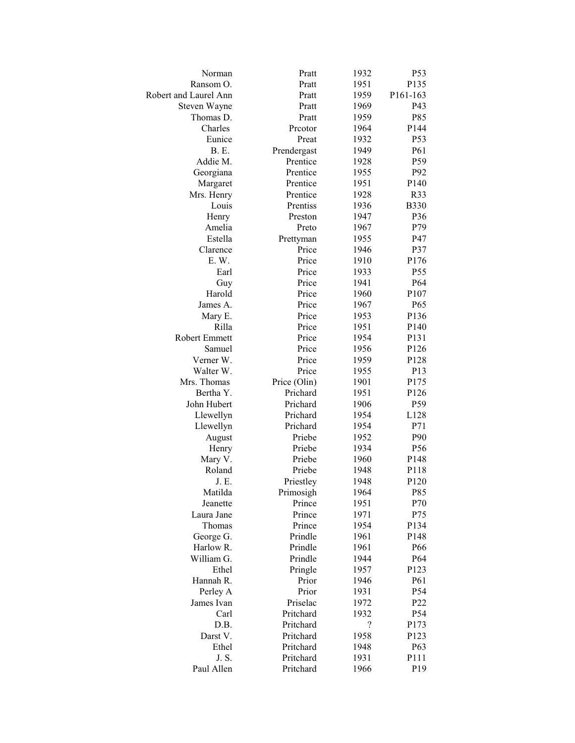| | | | |
|---|---|---|---|
| Norman | Pratt | 1932 | P53 |
| Ransom O. | Pratt | 1951 | P135 |
| Robert and Laurel Ann | Pratt | 1959 | P161-163 |
| Steven Wayne | Pratt | 1969 | P43 |
| Thomas D. | Pratt | 1959 | P85 |
| Charles | Prcotor | 1964 | P144 |
| Eunice | Preat | 1932 | P53 |
| B. E. | Prendergast | 1949 | P61 |
| Addie M. | Prentice | 1928 | P59 |
| Georgiana | Prentice | 1955 | P92 |
| Margaret | Prentice | 1951 | P140 |
| Mrs. Henry | Prentice | 1928 | R33 |
| Louis | Prentiss | 1936 | B330 |
| Henry | Preston | 1947 | P36 |
| Amelia | Preto | 1967 | P79 |
| Estella | Prettyman | 1955 | P47 |
| Clarence | Price | 1946 | P37 |
| E. W. | Price | 1910 | P176 |
| Earl | Price | 1933 | P55 |
| Guy | Price | 1941 | P64 |
| Harold | Price | 1960 | P107 |
| James A. | Price | 1967 | P65 |
| Mary E. | Price | 1953 | P136 |
| Rilla | Price | 1951 | P140 |
| Robert Emmett | Price | 1954 | P131 |
| Samuel | Price | 1956 | P126 |
| Verner W. | Price | 1959 | P128 |
| Walter W. | Price | 1955 | P13 |
| Mrs. Thomas | Price (Olin) | 1901 | P175 |
| Bertha Y. | Prichard | 1951 | P126 |
| John Hubert | Prichard | 1906 | P59 |
| Llewellyn | Prichard | 1954 | L128 |
| Llewellyn | Prichard | 1954 | P71 |
| August | Priebe | 1952 | P90 |
| Henry | Priebe | 1934 | P56 |
| Mary V. | Priebe | 1960 | P148 |
| Roland | Priebe | 1948 | P118 |
| J. E. | Priestley | 1948 | P120 |
| Matilda | Primosigh | 1964 | P85 |
| Jeanette | Prince | 1951 | P70 |
| Laura Jane | Prince | 1971 | P75 |
| Thomas | Prince | 1954 | P134 |
| George G. | Prindle | 1961 | P148 |
| Harlow R. | Prindle | 1961 | P66 |
| William G. | Prindle | 1944 | P64 |
| Ethel | Pringle | 1957 | P123 |
| Hannah R. | Prior | 1946 | P61 |
| Perley A | Prior | 1931 | P54 |
| James Ivan | Priselac | 1972 | P22 |
| Carl | Pritchard | 1932 | P54 |
| D.B. | Pritchard | ? | P173 |
| Darst V. | Pritchard | 1958 | P123 |
| Ethel | Pritchard | 1948 | P63 |
| J. S. | Pritchard | 1931 | P111 |
| Paul Allen | Pritchard | 1966 | P19 |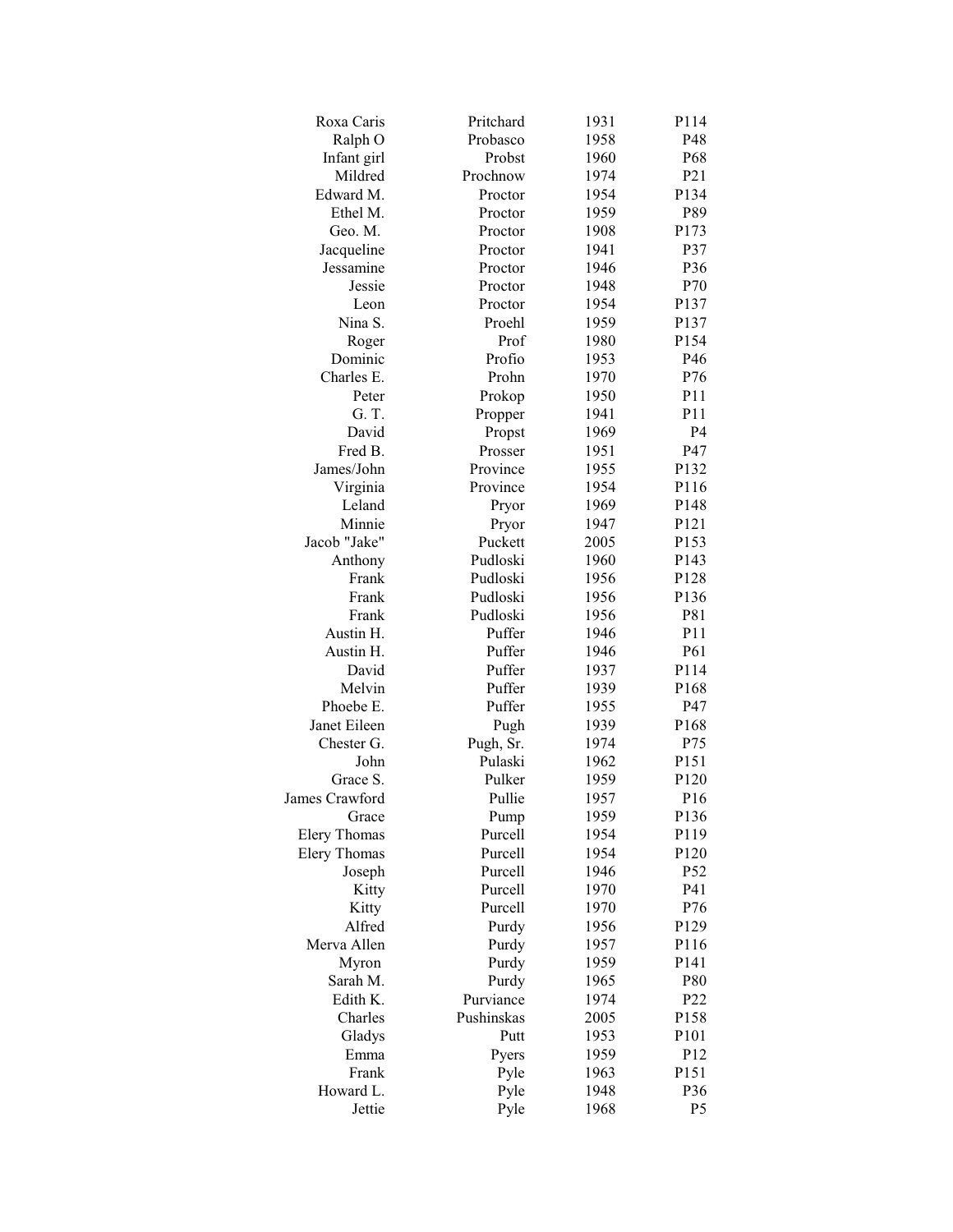| | | | |
|---|---|---|---|
| Roxa Caris | Pritchard | 1931 | P114 |
| Ralph O | Probasco | 1958 | P48 |
| Infant girl | Probst | 1960 | P68 |
| Mildred | Prochnow | 1974 | P21 |
| Edward M. | Proctor | 1954 | P134 |
| Ethel M. | Proctor | 1959 | P89 |
| Geo. M. | Proctor | 1908 | P173 |
| Jacqueline | Proctor | 1941 | P37 |
| Jessamine | Proctor | 1946 | P36 |
| Jessie | Proctor | 1948 | P70 |
| Leon | Proctor | 1954 | P137 |
| Nina S. | Proehl | 1959 | P137 |
| Roger | Prof | 1980 | P154 |
| Dominic | Profio | 1953 | P46 |
| Charles E. | Prohn | 1970 | P76 |
| Peter | Prokop | 1950 | P11 |
| G. T. | Propper | 1941 | P11 |
| David | Propst | 1969 | P4 |
| Fred B. | Prosser | 1951 | P47 |
| James/John | Province | 1955 | P132 |
| Virginia | Province | 1954 | P116 |
| Leland | Pryor | 1969 | P148 |
| Minnie | Pryor | 1947 | P121 |
| Jacob "Jake" | Puckett | 2005 | P153 |
| Anthony | Pudloski | 1960 | P143 |
| Frank | Pudloski | 1956 | P128 |
| Frank | Pudloski | 1956 | P136 |
| Frank | Pudloski | 1956 | P81 |
| Austin H. | Puffer | 1946 | P11 |
| Austin H. | Puffer | 1946 | P61 |
| David | Puffer | 1937 | P114 |
| Melvin | Puffer | 1939 | P168 |
| Phoebe E. | Puffer | 1955 | P47 |
| Janet Eileen | Pugh | 1939 | P168 |
| Chester G. | Pugh, Sr. | 1974 | P75 |
| John | Pulaski | 1962 | P151 |
| Grace S. | Pulker | 1959 | P120 |
| James Crawford | Pullie | 1957 | P16 |
| Grace | Pump | 1959 | P136 |
| Elery Thomas | Purcell | 1954 | P119 |
| Elery Thomas | Purcell | 1954 | P120 |
| Joseph | Purcell | 1946 | P52 |
| Kitty | Purcell | 1970 | P41 |
| Kitty | Purcell | 1970 | P76 |
| Alfred | Purdy | 1956 | P129 |
| Merva Allen | Purdy | 1957 | P116 |
| Myron | Purdy | 1959 | P141 |
| Sarah M. | Purdy | 1965 | P80 |
| Edith K. | Purviance | 1974 | P22 |
| Charles | Pushinskas | 2005 | P158 |
| Gladys | Putt | 1953 | P101 |
| Emma | Pyers | 1959 | P12 |
| Frank | Pyle | 1963 | P151 |
| Howard L. | Pyle | 1948 | P36 |
| Jettie | Pyle | 1968 | P5 |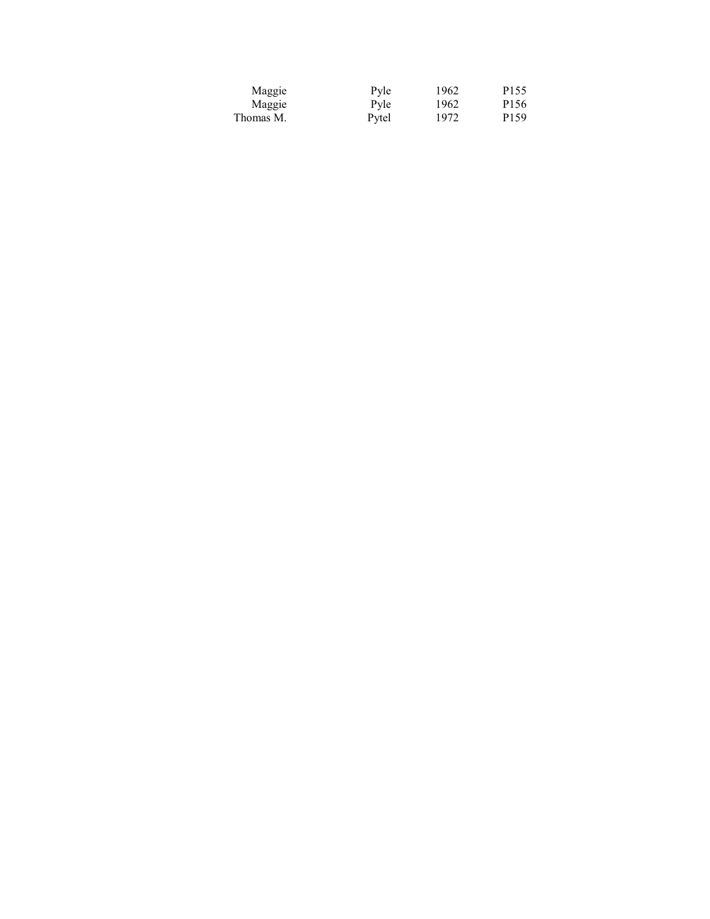| | | | |
|---|---|---|---|
| Maggie | Pyle | 1962 | P155 |
| Maggie | Pyle | 1962 | P156 |
| Thomas M. | Pytel | 1972 | P159 |